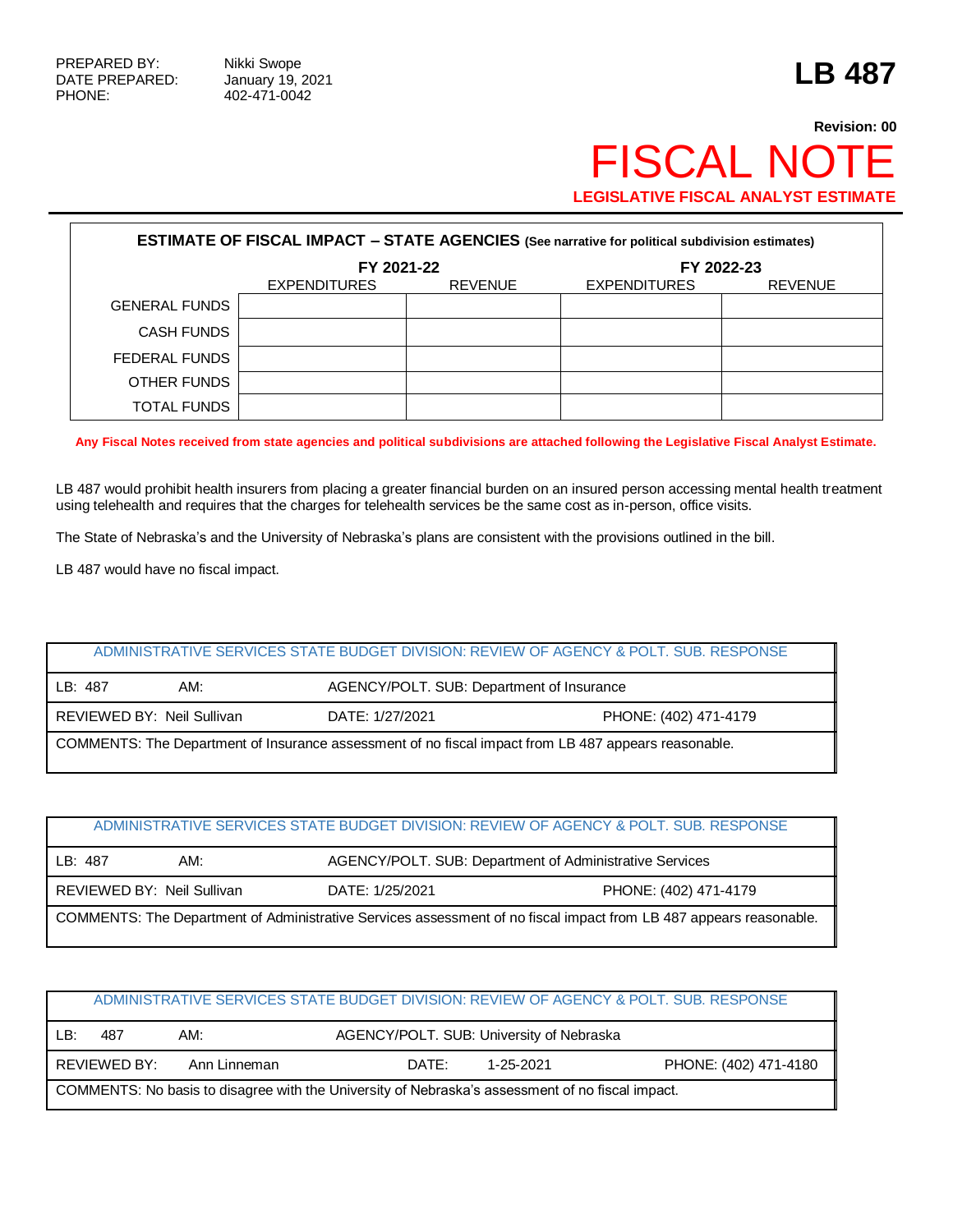PREPARED BY: Nikki Swope
DATE PREPARED: January 19, 2021
PHONE: 402-471-0042

# LB 487

**Revision: 00**

# FISCAL NOTE

**LEGISLATIVE FISCAL ANALYST ESTIMATE**

**ESTIMATE OF FISCAL IMPACT – STATE AGENCIES (See narrative for political subdivision estimates)**

| | FY 2021-22 | | FY 2022-23 | |
|---|---|---|---|---|
| | EXPENDITURES | REVENUE | EXPENDITURES | REVENUE |
| GENERAL FUNDS | | | | |
| CASH FUNDS | | | | |
| FEDERAL FUNDS | | | | |
| OTHER FUNDS | | | | |
| TOTAL FUNDS | | | | |

**Any Fiscal Notes received from state agencies and political subdivisions are attached following the Legislative Fiscal Analyst Estimate.**

LB 487 would prohibit health insurers from placing a greater financial burden on an insured person accessing mental health treatment using telehealth and requires that the charges for telehealth services be the same cost as in-person, office visits.

The State of Nebraska's and the University of Nebraska's plans are consistent with the provisions outlined in the bill.

LB 487 would have no fiscal impact.

| ADMINISTRATIVE SERVICES STATE BUDGET DIVISION: REVIEW OF AGENCY & POLT. SUB. RESPONSE | | |
|---|---|---|
| LB: 487 AM: | AGENCY/POLT. SUB: Department of Insurance | |
| REVIEWED BY: Neil Sullivan | DATE: 1/27/2021 | PHONE: (402) 471-4179 |
| COMMENTS: The Department of Insurance assessment of no fiscal impact from LB 487 appears reasonable. | | |

| ADMINISTRATIVE SERVICES STATE BUDGET DIVISION: REVIEW OF AGENCY & POLT. SUB. RESPONSE | | |
|---|---|---|
| LB: 487 AM: | AGENCY/POLT. SUB: Department of Administrative Services | |
| REVIEWED BY: Neil Sullivan | DATE: 1/25/2021 | PHONE: (402) 471-4179 |
| COMMENTS: The Department of Administrative Services assessment of no fiscal impact from LB 487 appears reasonable. | | |

| ADMINISTRATIVE SERVICES STATE BUDGET DIVISION: REVIEW OF AGENCY & POLT. SUB. RESPONSE | | |
|---|---|---|
| LB: 487 AM: | AGENCY/POLT. SUB: University of Nebraska | |
| REVIEWED BY: Ann Linneman | DATE: 1-25-2021 | PHONE: (402) 471-4180 |
| COMMENTS: No basis to disagree with the University of Nebraska's assessment of no fiscal impact. | | |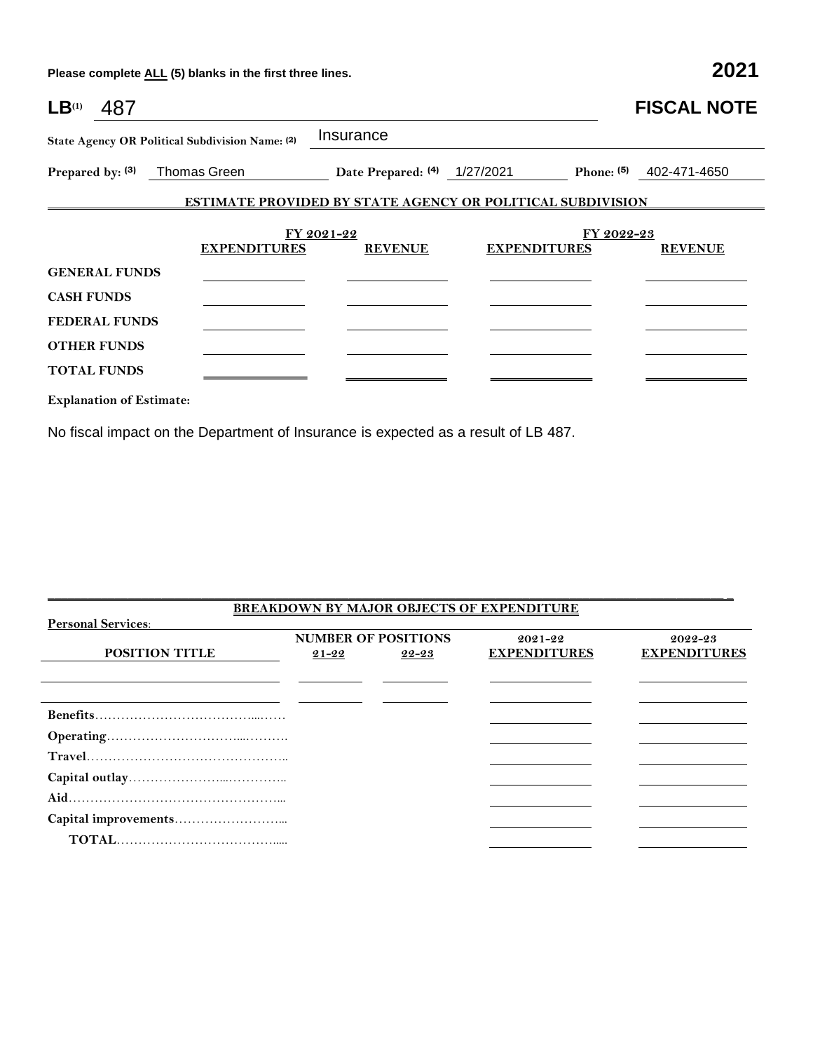Please complete **ALL** (5) blanks in the first three lines.

**2021**

# LB(1) 487 — FISCAL NOTE

**State Agency OR Political Subdivision Name: (2)** Insurance

**Prepared by: (3)** Thomas Green **Date Prepared: (4)** 1/27/2021 **Phone: (5)** 402-471-4650

## ESTIMATE PROVIDED BY STATE AGENCY OR POLITICAL SUBDIVISION

| | FY 2021-22 | | FY 2022-23 | |
|---|---|---|---|---|
| | **EXPENDITURES** | **REVENUE** | **EXPENDITURES** | **REVENUE** |
| **GENERAL FUNDS** | | | | |
| **CASH FUNDS** | | | | |
| **FEDERAL FUNDS** | | | | |
| **OTHER FUNDS** | | | | |
| **TOTAL FUNDS** | | | | |

**Explanation of Estimate:**

No fiscal impact on the Department of Insurance is expected as a result of LB 487.

## BREAKDOWN BY MAJOR OBJECTS OF EXPENDITURE

**Personal Services:**

| POSITION TITLE | NUMBER OF POSITIONS 21-22 | NUMBER OF POSITIONS 22-23 | 2021-22 EXPENDITURES | 2022-23 EXPENDITURES |
|---|---|---|---|---|
| | | | | |
| | | | | |
| **Benefits** | | | | |
| **Operating** | | | | |
| **Travel** | | | | |
| **Capital outlay** | | | | |
| **Aid** | | | | |
| **Capital improvements** | | | | |
| **TOTAL** | | | | |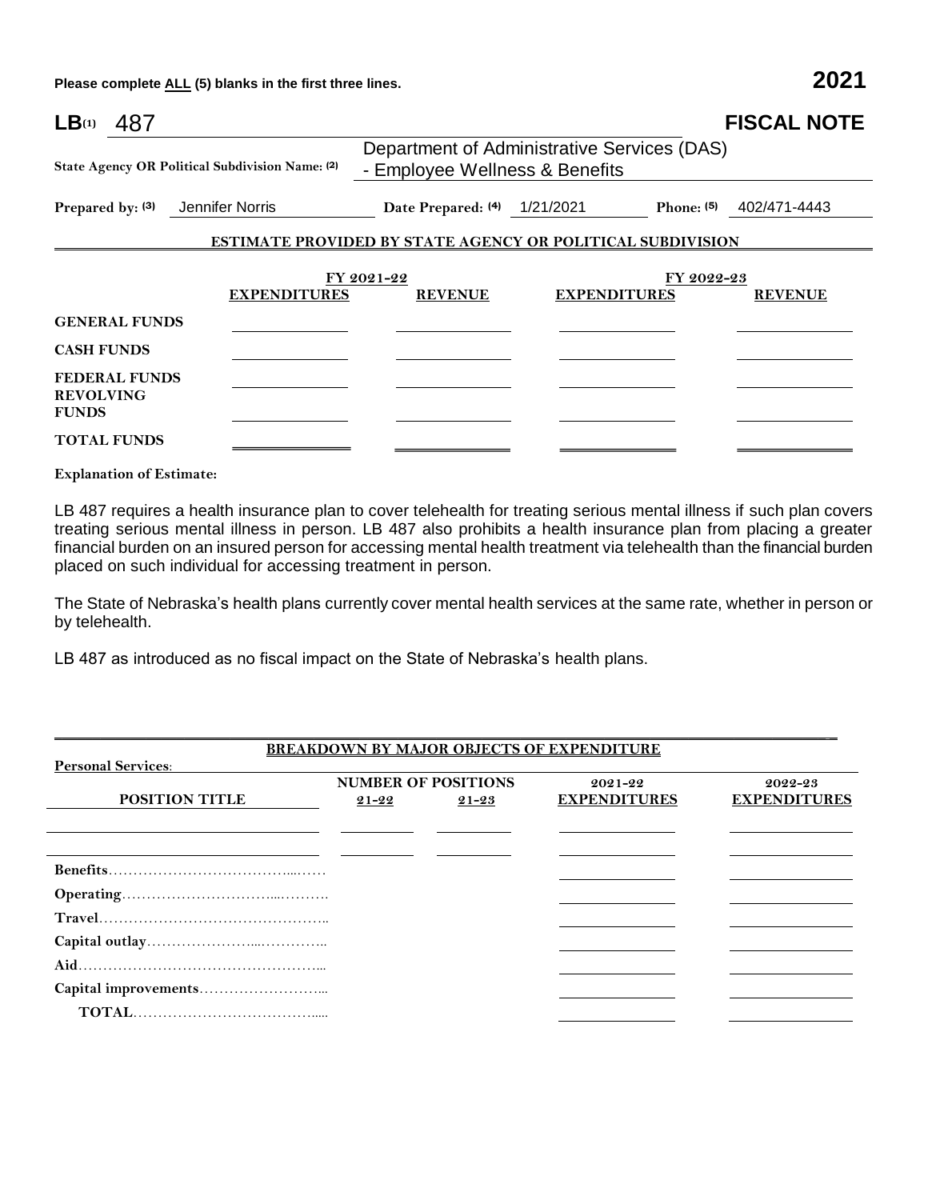Please complete ALL (5) blanks in the first three lines.

**2021**

**LB**(1) 487

# FISCAL NOTE

**State Agency OR Political Subdivision Name:** (2) Department of Administrative Services (DAS) - Employee Wellness & Benefits

**Prepared by:** (3) Jennifer Norris **Date Prepared:** (4) 1/21/2021 **Phone:** (5) 402/471-4443

**ESTIMATE PROVIDED BY STATE AGENCY OR POLITICAL SUBDIVISION**

| | FY 2021-22 | | FY 2022-23 | |
|---|---|---|---|---|
| | **EXPENDITURES** | **REVENUE** | **EXPENDITURES** | **REVENUE** |
| **GENERAL FUNDS** | | | | |
| **CASH FUNDS** | | | | |
| **FEDERAL FUNDS** | | | | |
| **REVOLVING FUNDS** | | | | |
| **TOTAL FUNDS** | | | | |

**Explanation of Estimate:**

LB 487 requires a health insurance plan to cover telehealth for treating serious mental illness if such plan covers treating serious mental illness in person. LB 487 also prohibits a health insurance plan from placing a greater financial burden on an insured person for accessing mental health treatment via telehealth than the financial burden placed on such individual for accessing treatment in person.

The State of Nebraska's health plans currently cover mental health services at the same rate, whether in person or by telehealth.

LB 487 as introduced as no fiscal impact on the State of Nebraska's health plans.

**BREAKDOWN BY MAJOR OBJECTS OF EXPENDITURE**

**Personal Services:**

| POSITION TITLE | NUMBER OF POSITIONS 21-22 | NUMBER OF POSITIONS 21-23 | 2021-22 EXPENDITURES | 2022-23 EXPENDITURES |
|---|---|---|---|---|
| | | | | |
| | | | | |
| **Benefits** | | | | |
| **Operating** | | | | |
| **Travel** | | | | |
| **Capital outlay** | | | | |
| **Aid** | | | | |
| **Capital improvements** | | | | |
| **TOTAL** | | | | |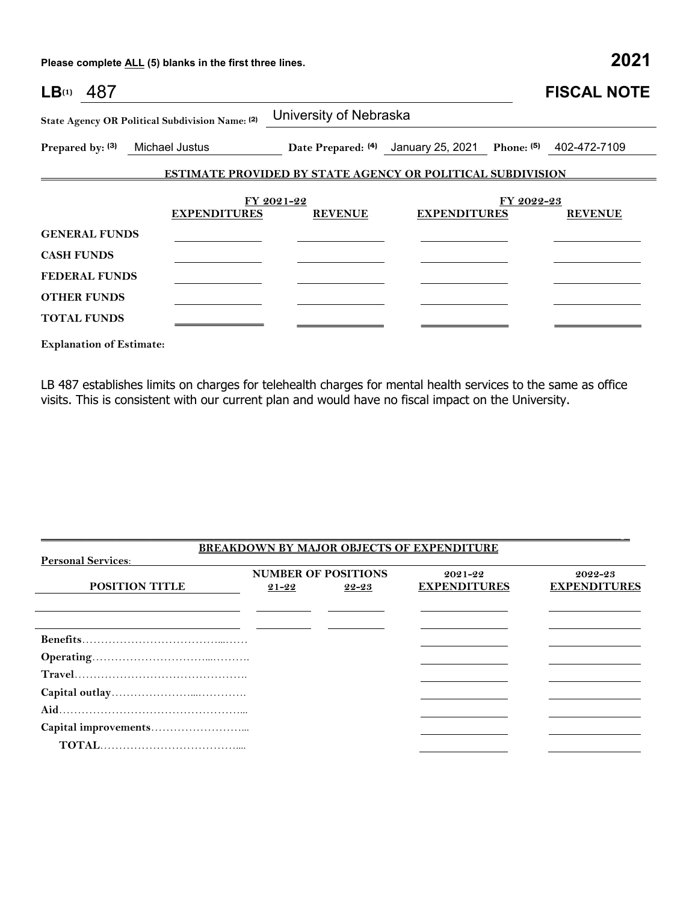Please complete ALL (5) blanks in the first three lines. **2021**

**LB(1)** 487 **FISCAL NOTE**

**State Agency OR Political Subdivision Name: (2)** University of Nebraska

**Prepared by: (3)** Michael Justus **Date Prepared: (4)** January 25, 2021 **Phone: (5)** 402-472-7109

**ESTIMATE PROVIDED BY STATE AGENCY OR POLITICAL SUBDIVISION**

| | FY 2021-22 | | FY 2022-23 | |
|---|---|---|---|---|
| | **EXPENDITURES** | **REVENUE** | **EXPENDITURES** | **REVENUE** |
| **GENERAL FUNDS** | | | | |
| **CASH FUNDS** | | | | |
| **FEDERAL FUNDS** | | | | |
| **OTHER FUNDS** | | | | |
| **TOTAL FUNDS** | | | | |

**Explanation of Estimate:**

LB 487 establishes limits on charges for telehealth charges for mental health services to the same as office visits. This is consistent with our current plan and would have no fiscal impact on the University.

**BREAKDOWN BY MAJOR OBJECTS OF EXPENDITURE**

**Personal Services:**

| **POSITION TITLE** | **NUMBER OF POSITIONS** 21-22 | 22-23 | 2021-22 **EXPENDITURES** | 2022-23 **EXPENDITURES** |
|---|---|---|---|---|
| | | | | |
| | | | | |
| **Benefits** | | | | |
| **Operating** | | | | |
| **Travel** | | | | |
| **Capital outlay** | | | | |
| **Aid** | | | | |
| **Capital improvements** | | | | |
| **TOTAL** | | | | |